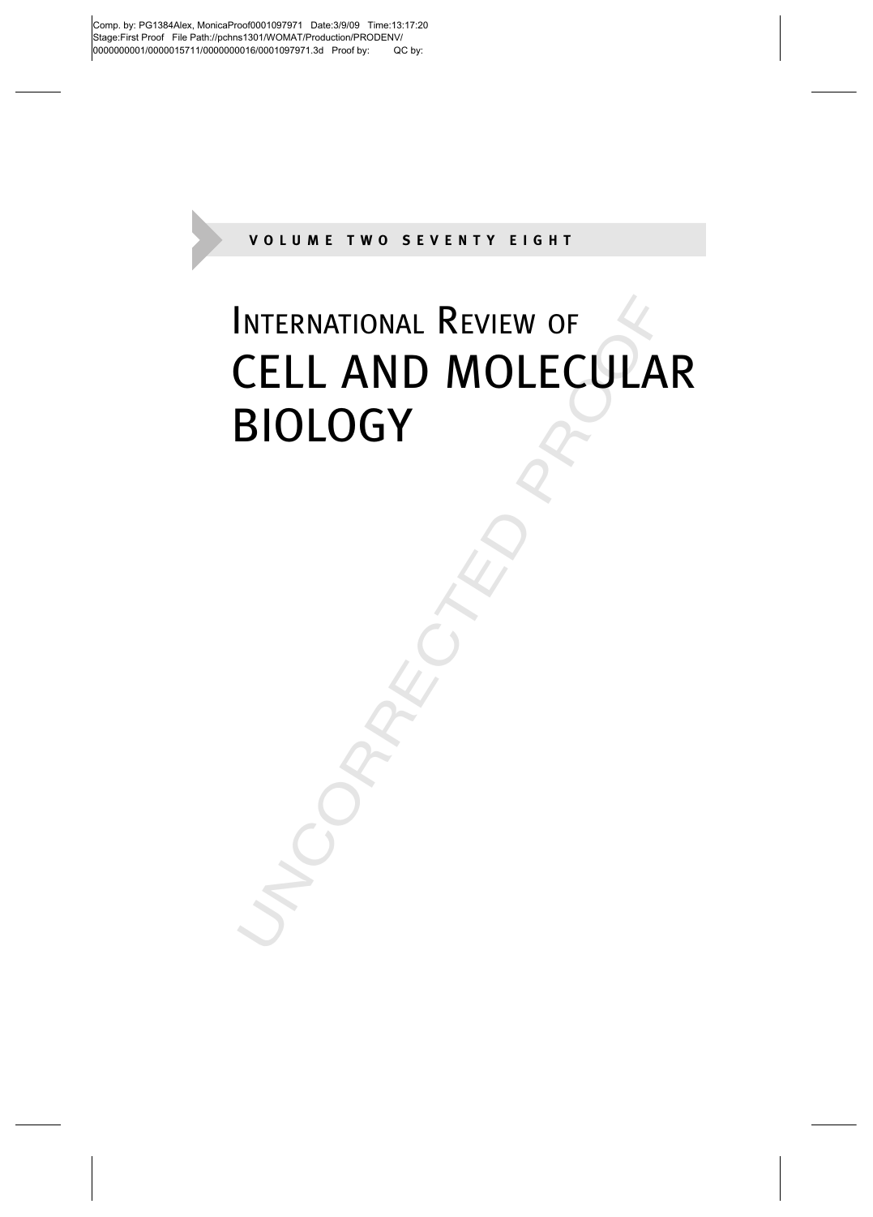VOLUME TWO SEVENTY EIGHT

# INTERNATIONAL REVIEW OF CELL AND MOLECULAR BIOLOGY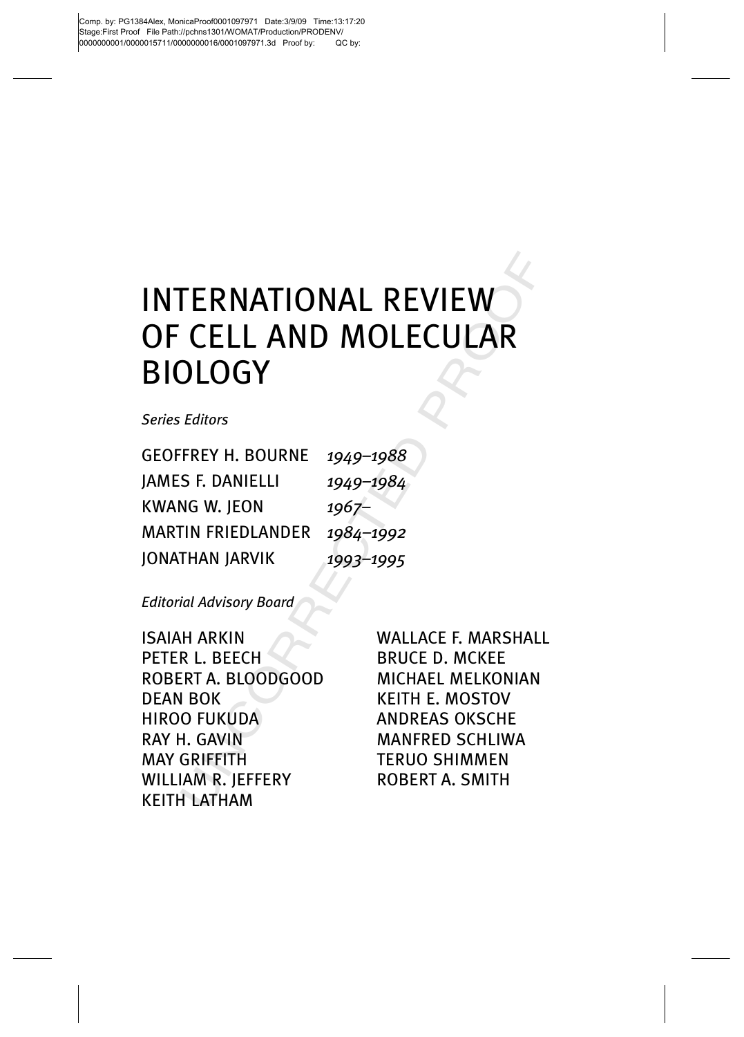# INTERNATIONAL REVIEW OF CELL AND MOLECULAR BIOLOGY

*Series Editors*

| | |
|---|---|
| GEOFFREY H. BOURNE | *1949–1988* |
| JAMES F. DANIELLI | *1949–1984* |
| KWANG W. JEON | *1967–* |
| MARTIN FRIEDLANDER | *1984–1992* |
| JONATHAN JARVIK | *1993–1995* |

*Editorial Advisory Board*

ISAIAH ARKIN
PETER L. BEECH
ROBERT A. BLOODGOOD
DEAN BOK
HIROO FUKUDA
RAY H. GAVIN
MAY GRIFFITH
WILLIAM R. JEFFERY
KEITH LATHAM
WALLACE F. MARSHALL
BRUCE D. MCKEE
MICHAEL MELKONIAN
KEITH E. MOSTOV
ANDREAS OKSCHE
MANFRED SCHLIWA
TERUO SHIMMEN
ROBERT A. SMITH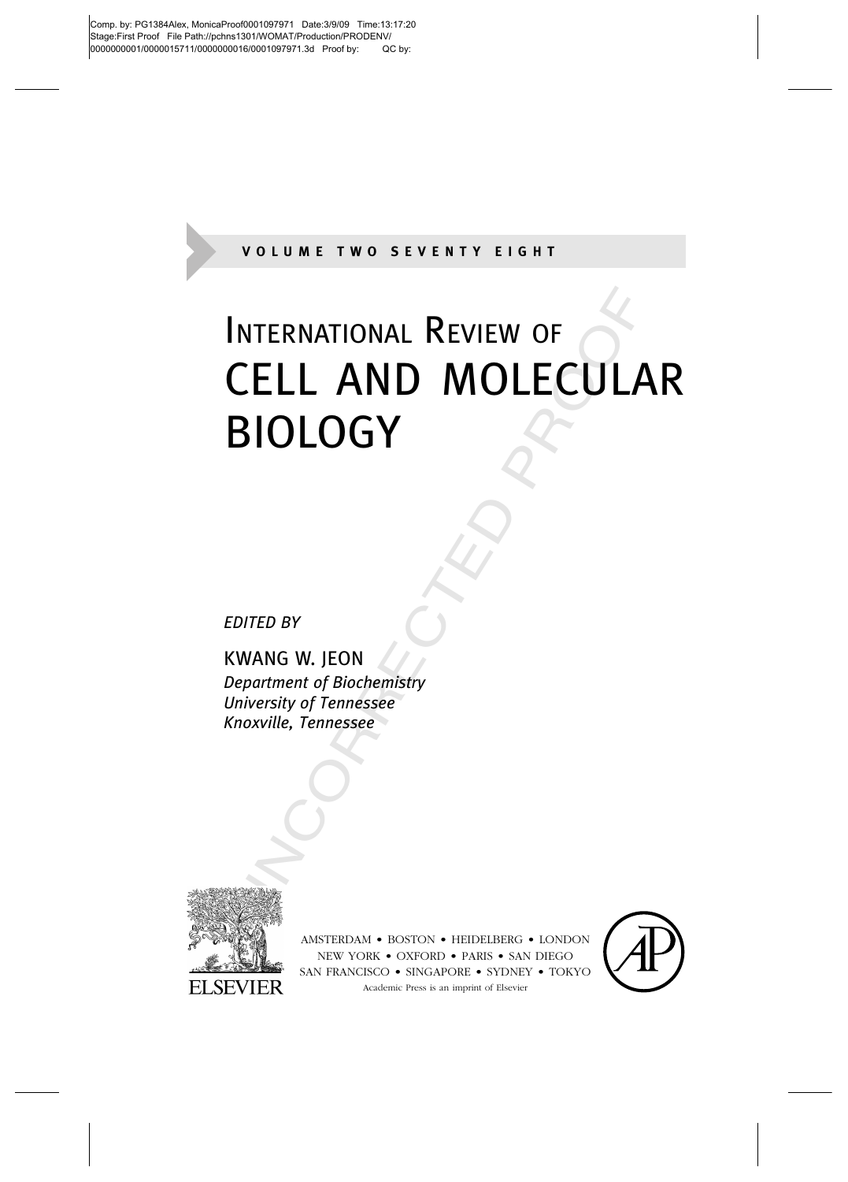VOLUME TWO SEVENTY EIGHT

# INTERNATIONAL REVIEW OF CELL AND MOLECULAR BIOLOGY

*EDITED BY*

KWANG W. JEON
*Department of Biochemistry*
*University of Tennessee*
*Knoxville, Tennessee*

AMSTERDAM • BOSTON • HEIDELBERG • LONDON
NEW YORK • OXFORD • PARIS • SAN DIEGO
SAN FRANCISCO • SINGAPORE • SYDNEY • TOKYO
Academic Press is an imprint of Elsevier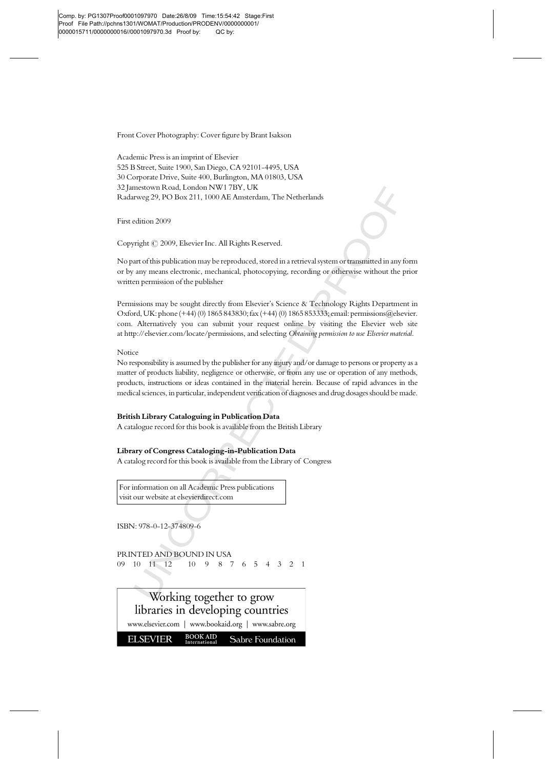Front Cover Photography: Cover figure by Brant Isakson

Academic Press is an imprint of Elsevier
525 B Street, Suite 1900, San Diego, CA 92101-4495, USA
30 Corporate Drive, Suite 400, Burlington, MA 01803, USA
32 Jamestown Road, London NW1 7BY, UK
Radarweg 29, PO Box 211, 1000 AE Amsterdam, The Netherlands

First edition 2009

Copyright © 2009, Elsevier Inc. All Rights Reserved.

No part of this publication may be reproduced, stored in a retrieval system or transmitted in any form or by any means electronic, mechanical, photocopying, recording or otherwise without the prior written permission of the publisher

Permissions may be sought directly from Elsevier's Science & Technology Rights Department in Oxford, UK: phone (+44) (0) 1865 843830; fax (+44) (0) 1865 853333; email: permissions@elsevier.com. Alternatively you can submit your request online by visiting the Elsevier web site at http://elsevier.com/locate/permissions, and selecting *Obtaining permission to use Elsevier material*.

Notice
No responsibility is assumed by the publisher for any injury and/or damage to persons or property as a matter of products liability, negligence or otherwise, or from any use or operation of any methods, products, instructions or ideas contained in the material herein. Because of rapid advances in the medical sciences, in particular, independent verification of diagnoses and drug dosages should be made.

**British Library Cataloguing in Publication Data**
A catalogue record for this book is available from the British Library

**Library of Congress Cataloging-in-Publication Data**
A catalog record for this book is available from the Library of Congress

For information on all Academic Press publications
visit our website at elsevierdirect.com

ISBN: 978-0-12-374809-6

PRINTED AND BOUND IN USA
09 10 11 12 10 9 8 7 6 5 4 3 2 1

Working together to grow
libraries in developing countries
www.elsevier.com | www.bookaid.org | www.sabre.org
ELSEVIER BOOK AID International Sabre Foundation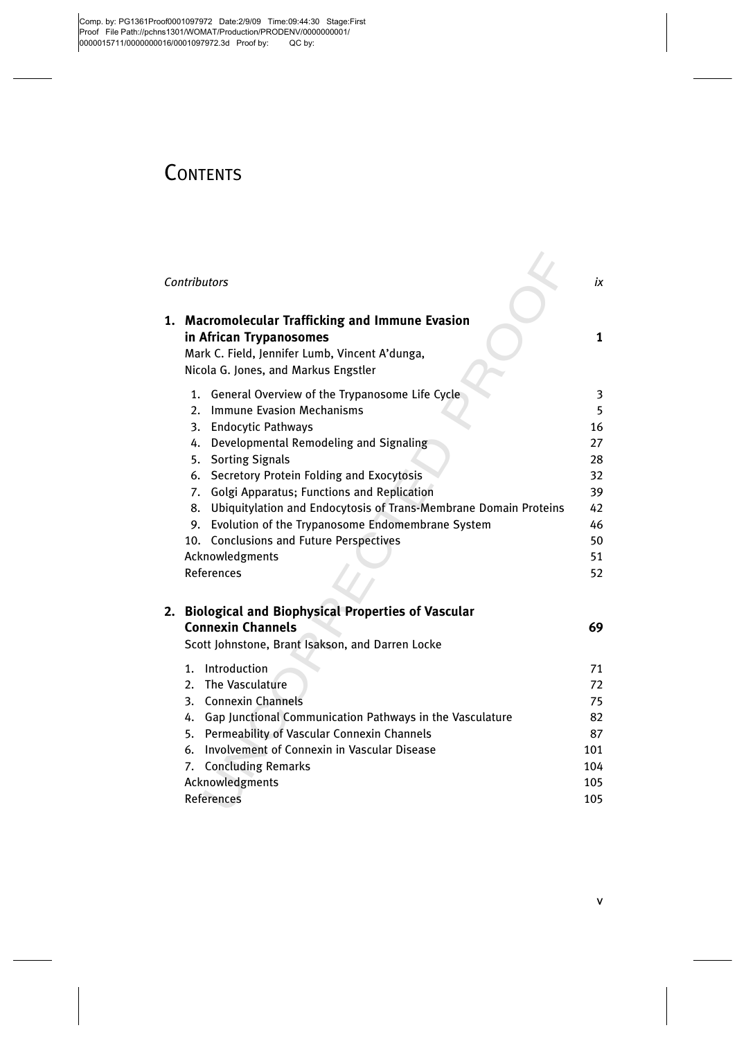# Contents

*Contributors* *ix*

**1. Macromolecular Trafficking and Immune Evasion in African Trypanosomes** **1**

Mark C. Field, Jennifer Lumb, Vincent A'dunga, Nicola G. Jones, and Markus Engstler

1. General Overview of the Trypanosome Life Cycle 3
2. Immune Evasion Mechanisms 5
3. Endocytic Pathways 16
4. Developmental Remodeling and Signaling 27
5. Sorting Signals 28
6. Secretory Protein Folding and Exocytosis 32
7. Golgi Apparatus; Functions and Replication 39
8. Ubiquitylation and Endocytosis of Trans-Membrane Domain Proteins 42
9. Evolution of the Trypanosome Endomembrane System 46
10. Conclusions and Future Perspectives 50

Acknowledgments 51

References 52

**2. Biological and Biophysical Properties of Vascular Connexin Channels** **69**

Scott Johnstone, Brant Isakson, and Darren Locke

1. Introduction 71
2. The Vasculature 72
3. Connexin Channels 75
4. Gap Junctional Communication Pathways in the Vasculature 82
5. Permeability of Vascular Connexin Channels 87
6. Involvement of Connexin in Vascular Disease 101
7. Concluding Remarks 104

Acknowledgments 105

References 105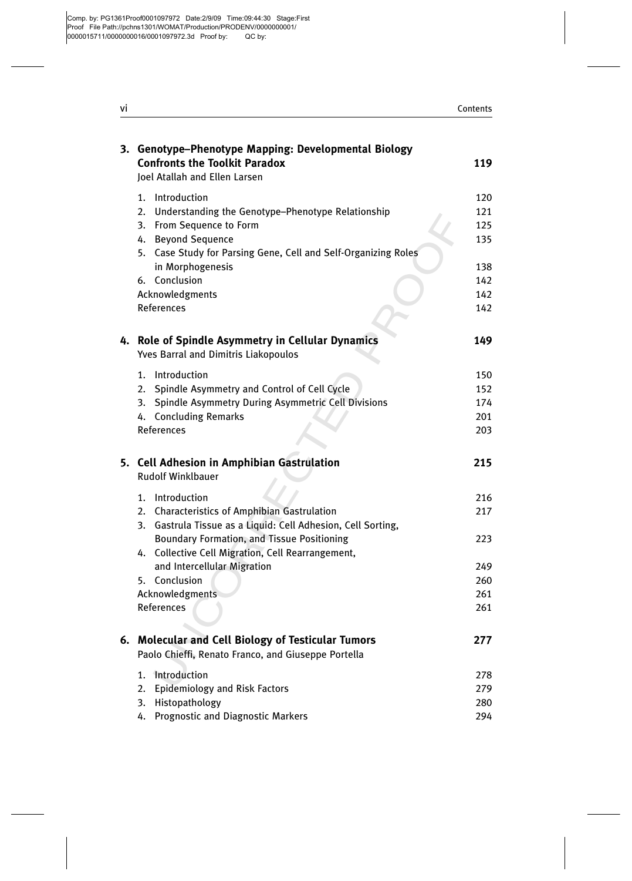**3. Genotype–Phenotype Mapping: Developmental Biology Confronts the Toolkit Paradox** 119

Joel Atallah and Ellen Larsen

1. Introduction 120
2. Understanding the Genotype–Phenotype Relationship 121
3. From Sequence to Form 125
4. Beyond Sequence 135
5. Case Study for Parsing Gene, Cell and Self-Organizing Roles in Morphogenesis 138
6. Conclusion 142

Acknowledgments 142

References 142

**4. Role of Spindle Asymmetry in Cellular Dynamics** 149

Yves Barral and Dimitris Liakopoulos

1. Introduction 150
2. Spindle Asymmetry and Control of Cell Cycle 152
3. Spindle Asymmetry During Asymmetric Cell Divisions 174
4. Concluding Remarks 201

References 203

**5. Cell Adhesion in Amphibian Gastrulation** 215

Rudolf Winklbauer

1. Introduction 216
2. Characteristics of Amphibian Gastrulation 217
3. Gastrula Tissue as a Liquid: Cell Adhesion, Cell Sorting, Boundary Formation, and Tissue Positioning 223
4. Collective Cell Migration, Cell Rearrangement, and Intercellular Migration 249
5. Conclusion 260

Acknowledgments 261

References 261

**6. Molecular and Cell Biology of Testicular Tumors** 277

Paolo Chieffi, Renato Franco, and Giuseppe Portella

1. Introduction 278
2. Epidemiology and Risk Factors 279
3. Histopathology 280
4. Prognostic and Diagnostic Markers 294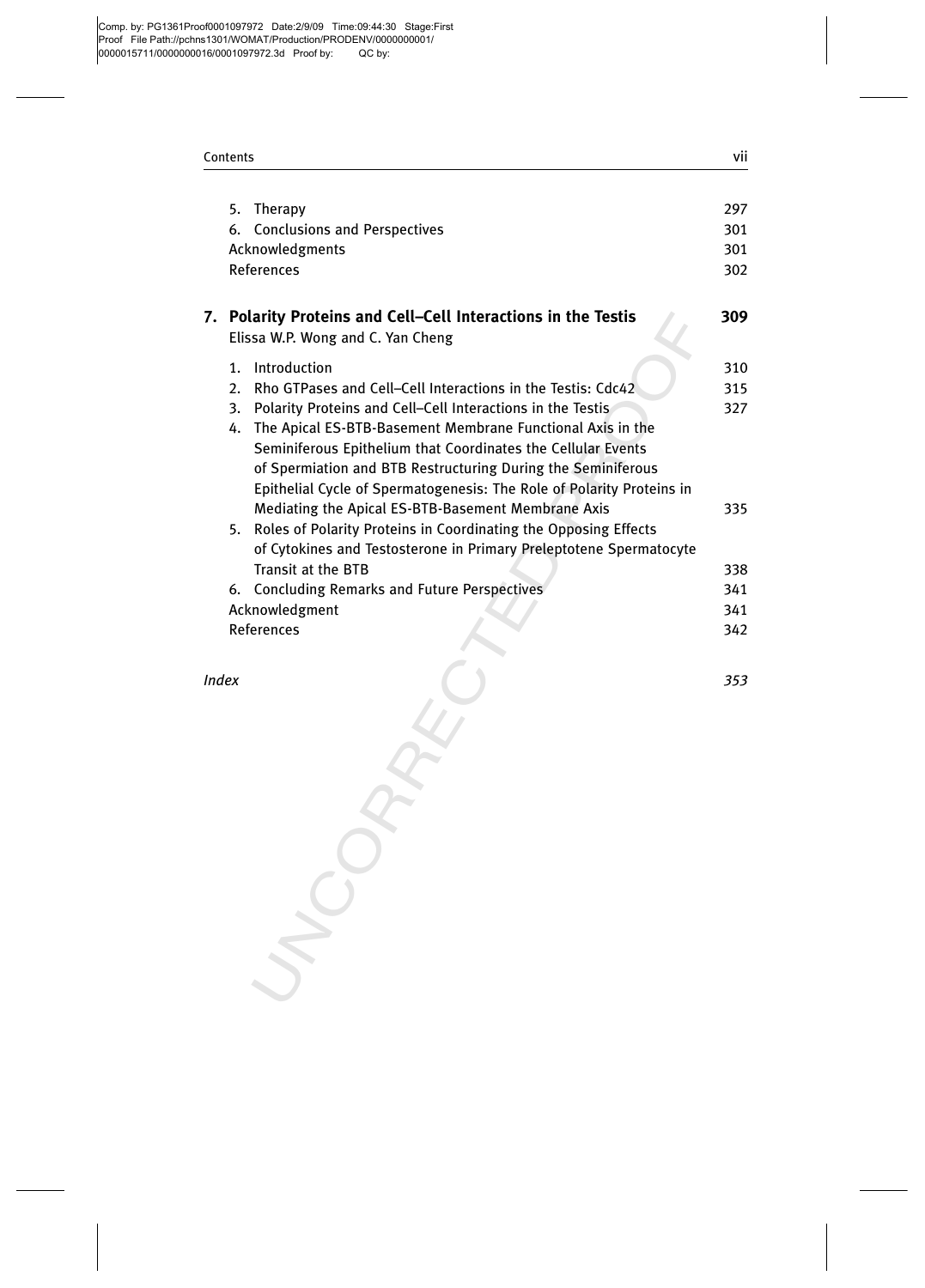5. Therapy 297
6. Conclusions and Perspectives 301

Acknowledgments 301

References 302

## 7. Polarity Proteins and Cell–Cell Interactions in the Testis 309

Elissa W.P. Wong and C. Yan Cheng

1. Introduction 310
2. Rho GTPases and Cell–Cell Interactions in the Testis: Cdc42 315
3. Polarity Proteins and Cell–Cell Interactions in the Testis 327
4. The Apical ES-BTB-Basement Membrane Functional Axis in the Seminiferous Epithelium that Coordinates the Cellular Events of Spermiation and BTB Restructuring During the Seminiferous Epithelial Cycle of Spermatogenesis: The Role of Polarity Proteins in Mediating the Apical ES-BTB-Basement Membrane Axis 335
5. Roles of Polarity Proteins in Coordinating the Opposing Effects of Cytokines and Testosterone in Primary Preleptotene Spermatocyte Transit at the BTB 338
6. Concluding Remarks and Future Perspectives 341

Acknowledgment 341

References 342

*Index* *353*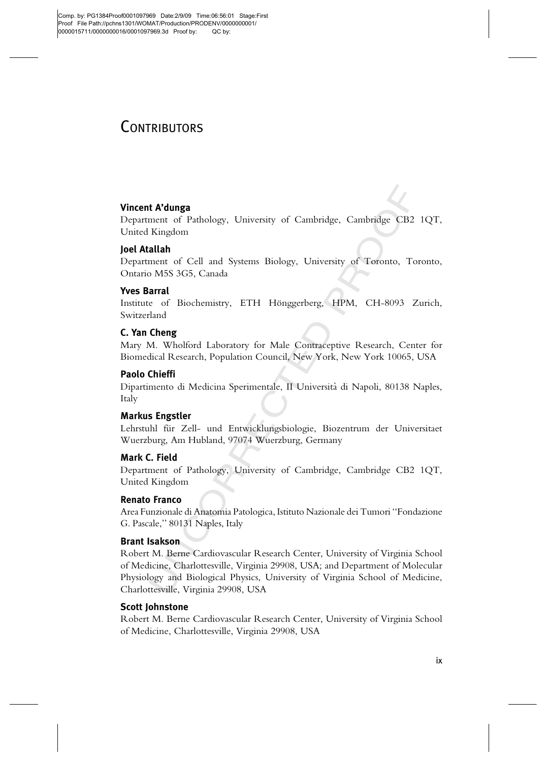# Contributors

**Vincent A'dunga**
Department of Pathology, University of Cambridge, Cambridge CB2 1QT, United Kingdom

**Joel Atallah**
Department of Cell and Systems Biology, University of Toronto, Toronto, Ontario M5S 3G5, Canada

**Yves Barral**
Institute of Biochemistry, ETH Hönggerberg, HPM, CH-8093 Zurich, Switzerland

**C. Yan Cheng**
Mary M. Wholford Laboratory for Male Contraceptive Research, Center for Biomedical Research, Population Council, New York, New York 10065, USA

**Paolo Chieffi**
Dipartimento di Medicina Sperimentale, II Università di Napoli, 80138 Naples, Italy

**Markus Engstler**
Lehrstuhl für Zell- und Entwicklungsbiologie, Biozentrum der Universitaet Wuerzburg, Am Hubland, 97074 Wuerzburg, Germany

**Mark C. Field**
Department of Pathology, University of Cambridge, Cambridge CB2 1QT, United Kingdom

**Renato Franco**
Area Funzionale di Anatomia Patologica, Istituto Nazionale dei Tumori "Fondazione G. Pascale," 80131 Naples, Italy

**Brant Isakson**
Robert M. Berne Cardiovascular Research Center, University of Virginia School of Medicine, Charlottesville, Virginia 29908, USA; and Department of Molecular Physiology and Biological Physics, University of Virginia School of Medicine, Charlottesville, Virginia 29908, USA

**Scott Johnstone**
Robert M. Berne Cardiovascular Research Center, University of Virginia School of Medicine, Charlottesville, Virginia 29908, USA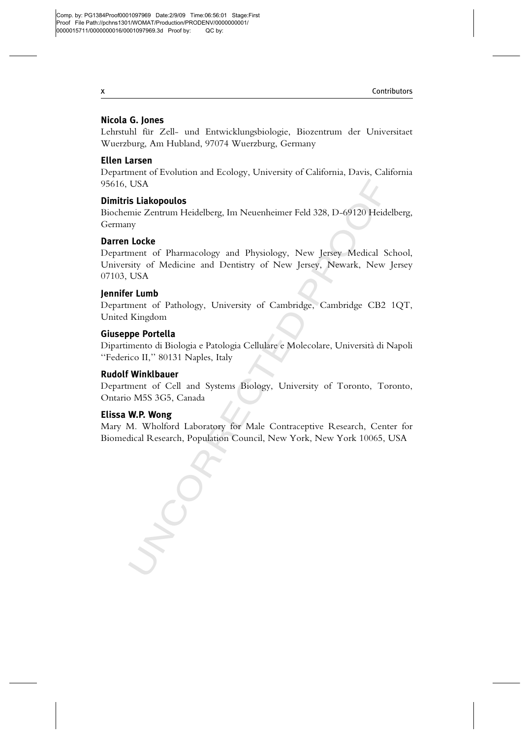**Nicola G. Jones**

Lehrstuhl für Zell- und Entwicklungsbiologie, Biozentrum der Universitaet Wuerzburg, Am Hubland, 97074 Wuerzburg, Germany

**Ellen Larsen**

Department of Evolution and Ecology, University of California, Davis, California 95616, USA

**Dimitris Liakopoulos**

Biochemie Zentrum Heidelberg, Im Neuenheimer Feld 328, D-69120 Heidelberg, Germany

**Darren Locke**

Department of Pharmacology and Physiology, New Jersey Medical School, University of Medicine and Dentistry of New Jersey, Newark, New Jersey 07103, USA

**Jennifer Lumb**

Department of Pathology, University of Cambridge, Cambridge CB2 1QT, United Kingdom

**Giuseppe Portella**

Dipartimento di Biologia e Patologia Cellulare e Molecolare, Università di Napoli "Federico II," 80131 Naples, Italy

**Rudolf Winklbauer**

Department of Cell and Systems Biology, University of Toronto, Toronto, Ontario M5S 3G5, Canada

**Elissa W.P. Wong**

Mary M. Wholford Laboratory for Male Contraceptive Research, Center for Biomedical Research, Population Council, New York, New York 10065, USA